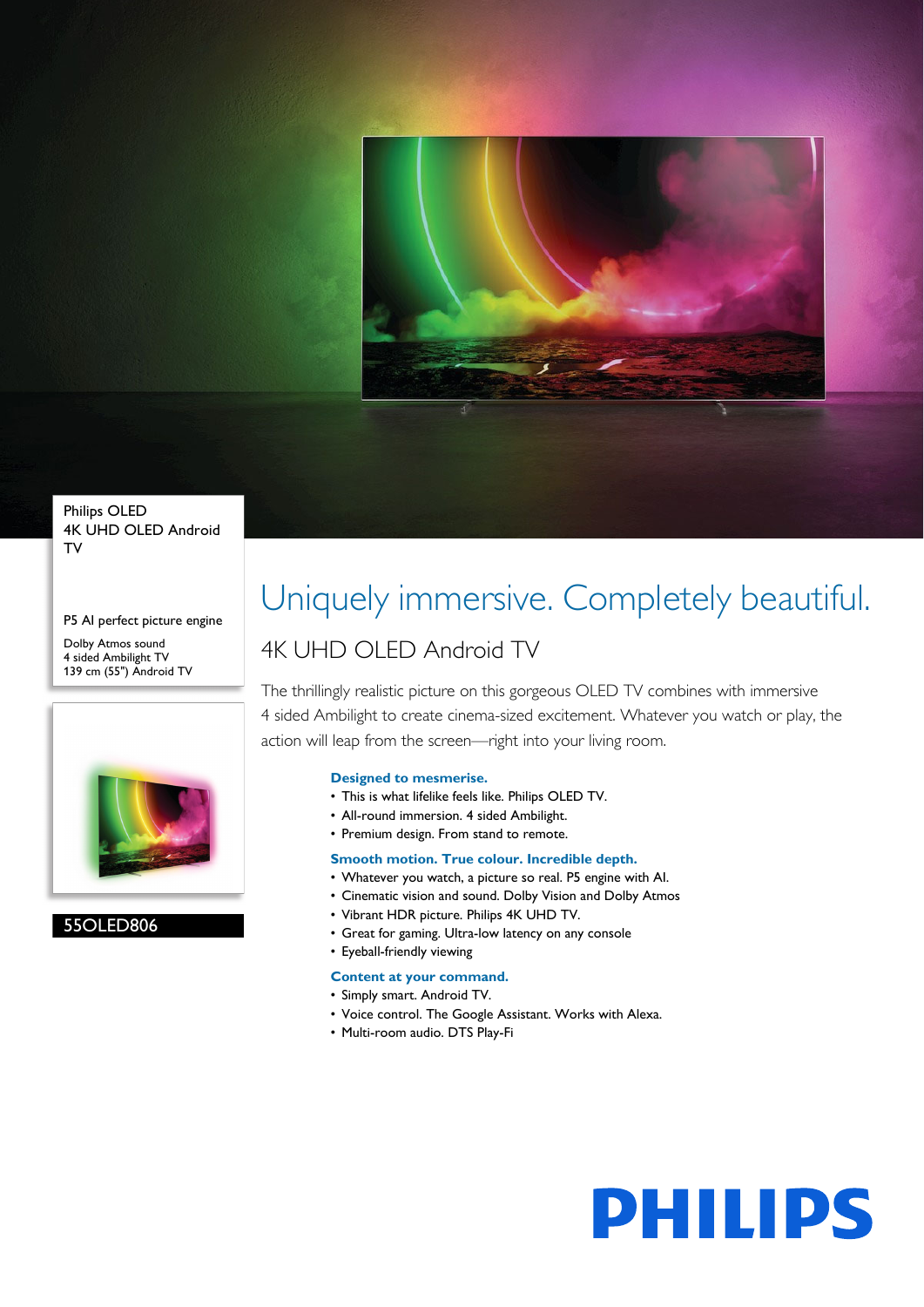Philips OLED
4K UHD OLED Android TV

P5 AI perfect picture engine

Dolby Atmos sound
4 sided Ambilight TV
139 cm (55") Android TV

55OLED806

# Uniquely immersive. Completely beautiful.

## 4K UHD OLED Android TV

The thrillingly realistic picture on this gorgeous OLED TV combines with immersive 4 sided Ambilight to create cinema-sized excitement. Whatever you watch or play, the action will leap from the screen—right into your living room.

### Designed to mesmerise.

- This is what lifelike feels like. Philips OLED TV.
- All-round immersion. 4 sided Ambilight.
- Premium design. From stand to remote.

### Smooth motion. True colour. Incredible depth.

- Whatever you watch, a picture so real. P5 engine with AI.
- Cinematic vision and sound. Dolby Vision and Dolby Atmos
- Vibrant HDR picture. Philips 4K UHD TV.
- Great for gaming. Ultra-low latency on any console
- Eyeball-friendly viewing

### Content at your command.

- Simply smart. Android TV.
- Voice control. The Google Assistant. Works with Alexa.
- Multi-room audio. DTS Play-Fi

PHILIPS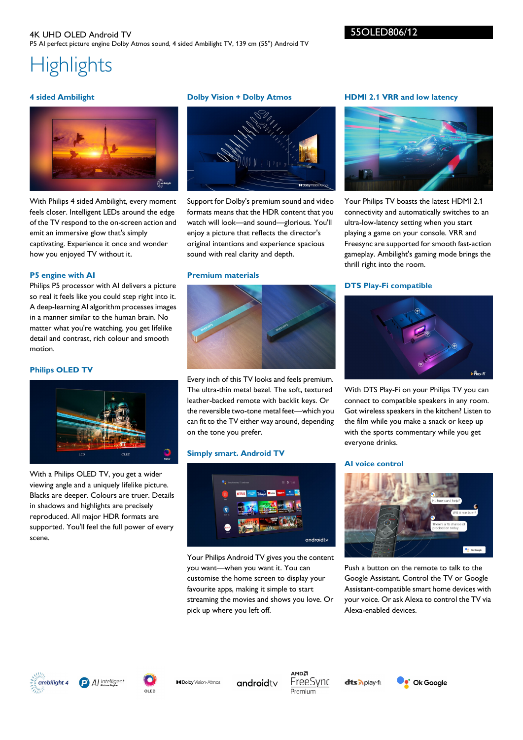4K UHD OLED Android TV

P5 AI perfect picture engine Dolby Atmos sound, 4 sided Ambilight TV, 139 cm (55") Android TV

55OLED806/12

# Highlights

### 4 sided Ambilight

With Philips 4 sided Ambilight, every moment feels closer. Intelligent LEDs around the edge of the TV respond to the on-screen action and emit an immersive glow that's simply captivating. Experience it once and wonder how you enjoyed TV without it.

### P5 engine with AI

Philips P5 processor with AI delivers a picture so real it feels like you could step right into it. A deep-learning AI algorithm processes images in a manner similar to the human brain. No matter what you're watching, you get lifelike detail and contrast, rich colour and smooth motion.

### Philips OLED TV

With a Philips OLED TV, you get a wider viewing angle and a uniquely lifelike picture. Blacks are deeper. Colours are truer. Details in shadows and highlights are precisely reproduced. All major HDR formats are supported. You'll feel the full power of every scene.

### Dolby Vision + Dolby Atmos

Support for Dolby's premium sound and video formats means that the HDR content that you watch will look—and sound—glorious. You'll enjoy a picture that reflects the director's original intentions and experience spacious sound with real clarity and depth.

### Premium materials

Every inch of this TV looks and feels premium. The ultra-thin metal bezel. The soft, textured leather-backed remote with backlit keys. Or the reversible two-tone metal feet—which you can fit to the TV either way around, depending on the tone you prefer.

### Simply smart. Android TV

Your Philips Android TV gives you the content you want—when you want it. You can customise the home screen to display your favourite apps, making it simple to start streaming the movies and shows you love. Or pick up where you left off.

### HDMI 2.1 VRR and low latency

Your Philips TV boasts the latest HDMI 2.1 connectivity and automatically switches to an ultra-low-latency setting when you start playing a game on your console. VRR and Freesync are supported for smooth fast-action gameplay. Ambilight's gaming mode brings the thrill right into the room.

### DTS Play-Fi compatible

With DTS Play-Fi on your Philips TV you can connect to compatible speakers in any room. Got wireless speakers in the kitchen? Listen to the film while you make a snack or keep up with the sports commentary while you get everyone drinks.

### AI voice control

Push a button on the remote to talk to the Google Assistant. Control the TV or Google Assistant-compatible smart home devices with your voice. Or ask Alexa to control the TV via Alexa-enabled devices.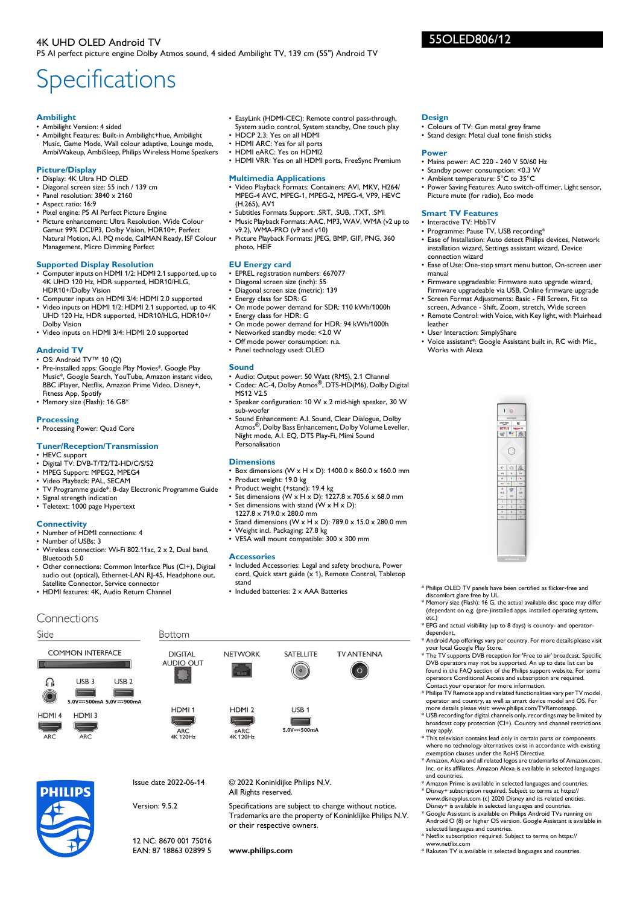4K UHD OLED Android TV

P5 AI perfect picture engine Dolby Atmos sound, 4 sided Ambilight TV, 139 cm (55") Android TV

55OLED806/12

# Specifications

## Ambilight

- Ambilight Version: 4 sided
- Ambilight Features: Built-in Ambilight+hue, Ambilight Music, Game Mode, Wall colour adaptive, Lounge mode, AmbiWakeup, AmbiSleep, Philips Wireless Home Speakers

## Picture/Display

- Display: 4K Ultra HD OLED
- Diagonal screen size: 55 inch / 139 cm
- Panel resolution: 3840 x 2160
- Aspect ratio: 16:9
- Pixel engine: P5 AI Perfect Picture Engine
- Picture enhancement: Ultra Resolution, Wide Colour Gamut 99% DCI/P3, Dolby Vision, HDR10+, Perfect Natural Motion, A.I. PQ mode, CalMAN Ready, ISF Colour Management, Micro Dimming Perfect

## Supported Display Resolution

- Computer inputs on HDMI 1/2: HDMI 2.1 supported, up to 4K UHD 120 Hz, HDR supported, HDR10/HLG, HDR10+/Dolby Vision
- Computer inputs on HDMI 3/4: HDMI 2.0 supported
- Video inputs on HDMI 1/2: HDMI 2.1 supported, up to 4K UHD 120 Hz, HDR supported, HDR10/HLG, HDR10+/Dolby Vision
- Video inputs on HDMI 3/4: HDMI 2.0 supported

## Android TV

- OS: Android TV™ 10 (Q)
- Pre-installed apps: Google Play Movies*, Google Play Music*, Google Search, YouTube, Amazon instant video, BBC iPlayer, Netflix, Amazon Prime Video, Disney+, Fitness App, Spotify
- Memory size (Flash): 16 GB*

## Processing

- Processing Power: Quad Core

## Tuner/Reception/Transmission

- HEVC support
- Digital TV: DVB-T/T2/T2-HD/C/S/S2
- MPEG Support: MPEG2, MPEG4
- Video Playback: PAL, SECAM
- TV Programme guide*: 8-day Electronic Programme Guide
- Signal strength indication
- Teletext: 1000 page Hypertext

## Connectivity

- Number of HDMI connections: 4
- Number of USBs: 3
- Wireless connection: Wi-Fi 802.11ac, 2 x 2, Dual band, Bluetooth 5.0
- Other connections: Common Interface Plus (CI+), Digital audio out (optical), Ethernet-LAN RJ-45, Headphone out, Satellite Connector, Service connector
- HDMI features: 4K, Audio Return Channel
- EasyLink (HDMI-CEC): Remote control pass-through, System audio control, System standby, One touch play
- HDCP 2.3: Yes on all HDMI
- HDMI ARC: Yes for all ports
- HDMI eARC: Yes on HDMI2
- HDMI VRR: Yes on all HDMI ports, FreeSync Premium

## Multimedia Applications

- Video Playback Formats: Containers: AVI, MKV, H264/MPEG-4 AVC, MPEG-1, MPEG-2, MPEG-4, VP9, HEVC (H.265), AV1
- Subtitles Formats Support: .SRT, .SUB, .TXT, .SMI
- Music Playback Formats: AAC, MP3, WAV, WMA (v2 up to v9.2), WMA-PRO (v9 and v10)
- Picture Playback Formats: JPEG, BMP, GIF, PNG, 360 photo, HEIF

## EU Energy card

- EPREL registration numbers: 667077
- Diagonal screen size (inch): 55
- Diagonal screen size (metric): 139
- Energy class for SDR: G
- On mode power demand for SDR: 110 kWh/1000h
- Energy class for HDR: G
- On mode power demand for HDR: 94 kWh/1000h
- Networked standby mode: <2.0 W
- Off mode power consumption: n.a.
- Panel technology used: OLED

## Sound

- Audio: Output power: 50 Watt (RMS), 2.1 Channel
- Codec: AC-4, Dolby Atmos®, DTS-HD(M6), Dolby Digital MS12 V2.5
- Speaker configuration: 10 W x 2 mid-high speaker, 30 W sub-woofer
- Sound Enhancement: A.I. Sound, Clear Dialogue, Dolby Atmos®, Dolby Bass Enhancement, Dolby Volume Leveller, Night mode, A.I. EQ, DTS Play-Fi, Mimi Sound Personalisation

## Dimensions

- Box dimensions (W x H x D): 1400.0 x 860.0 x 160.0 mm
- Product weight: 19.0 kg
- Product weight (+stand): 19.4 kg
- Set dimensions (W x H x D): 1227.8 x 705.6 x 68.0 mm
- Set dimensions with stand (W x H x D): 1227.8 x 719.0 x 280.0 mm
- Stand dimensions (W x H x D): 789.0 x 15.0 x 280.0 mm
- Weight incl. Packaging: 27.8 kg
- VESA wall mount compatible: 300 x 300 mm

## Accessories

- Included Accessories: Legal and safety brochure, Power cord, Quick start guide (x 1), Remote Control, Tabletop stand
- Included batteries: 2 x AAA Batteries

## Design

- Colours of TV: Gun metal grey frame
- Stand design: Metal dual tone finish sticks

## Power

- Mains power: AC 220 - 240 V 50/60 Hz
- Standby power consumption: <0.3 W
- Ambient temperature: 5°C to 35°C
- Power Saving Features: Auto switch-off timer, Light sensor, Picture mute (for radio), Eco mode

## Smart TV Features

- Interactive TV: HbbTV
- Programme: Pause TV, USB recording*
- Ease of Installation: Auto detect Philips devices, Network installation wizard, Settings assistant wizard, Device connection wizard
- Ease of Use: One-stop smart menu button, On-screen user manual
- Firmware upgradeable: Firmware auto upgrade wizard, Firmware upgradeable via USB, Online firmware upgrade
- Screen Format Adjustments: Basic - Fill Screen, Fit to screen, Advance - Shift, Zoom, stretch, Wide screen
- Remote Control: with Voice, with Key light, with Muirhead leather
- User Interaction: SimplyShare
- Voice assistant*: Google Assistant built in, RC with Mic., Works with Alexa

## Connections

Side

COMMON INTERFACE

USB 3 5.0V⎓500mA

USB 2 5.0V⎓900mA

HDMI 4 ARC

HDMI 3 ARC

Bottom

DIGITAL AUDIO OUT

NETWORK

SATELLITE

TV ANTENNA

HDMI 1 ARC 4K 120Hz

HDMI 2 eARC 4K 120Hz

USB 1 5.0V⎓500mA

\* Philips OLED TV panels have been certified as flicker-free and discomfort glare free by UL.
\* Memory size (Flash): 16 G, the actual available disc space may differ (dependant on e.g. (pre-)installed apps, installed operating system, etc.)
\* EPG and actual visibility (up to 8 days) is country- and operator-dependent.
\* Android App offerings vary per country. For more details please visit your local Google Play Store.
\* The TV supports DVB reception for 'Free to air' broadcast. Specific DVB operators may not be supported. An up to date list can be found in the FAQ section of the Philips support website. For some operators Conditional Access and subscription are required. Contact your operator for more information.
\* Philips TV Remote app and related functionalities vary per TV model, operator and country, as well as smart device model and OS. For more details please visit: www.philips.com/TVRemoteapp.
\* USB recording for digital channels only, recordings may be limited by broadcast copy protection (CI+). Country and channel restrictions may apply.
\* This television contains lead only in certain parts or components where no technology alternatives exist in accordance with existing exemption clauses under the RoHS Directive.
\* Amazon, Alexa and all related logos are trademarks of Amazon.com, Inc. or its affiliates. Amazon Alexa is available in selected languages and countries.
\* Amazon Prime is available in selected languages and countries.
\* Disney+ subscription required. Subject to terms at https://www.disneyplus.com (c) 2020 Disney and its related entities. Disney+ is available in selected languages and countries.
\* Google Assistant is available on Philips Android TVs running on Android O (8) or higher OS version. Google Assistant is available in selected languages and countries.
\* Netflix subscription required. Subject to terms on https://www.netflix.com
\* Rakuten TV is available in selected languages and countries.

Issue date 2022-06-14

Version: 9.5.2

12 NC: 8670 001 75016
EAN: 87 18863 02899 5

© 2022 Koninklijke Philips N.V.
All Rights reserved.

Specifications are subject to change without notice. Trademarks are the property of Koninklijke Philips N.V. or their respective owners.

www.philips.com